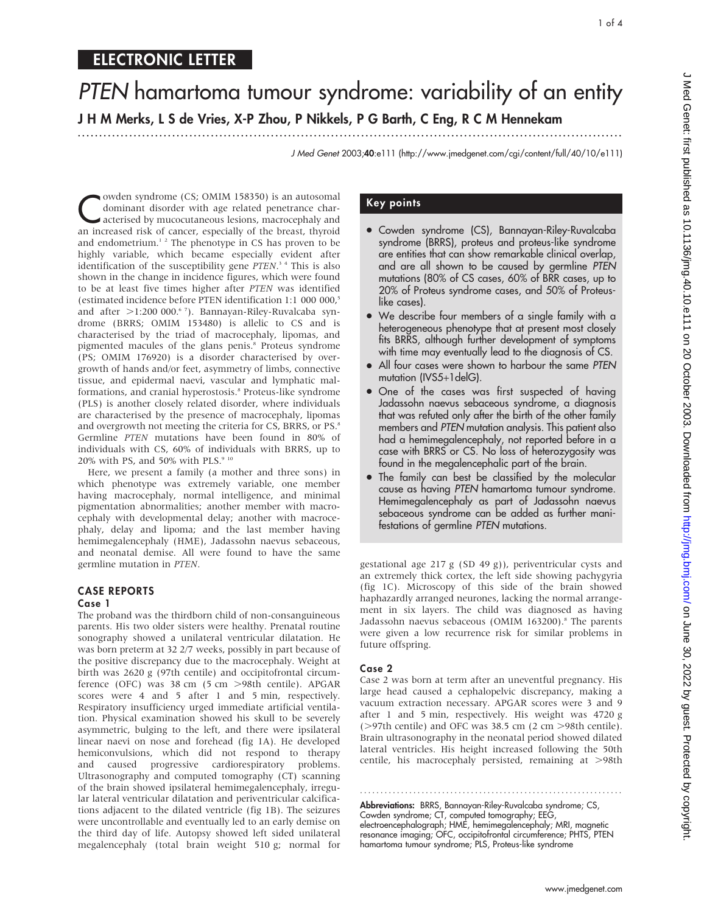## ELECTRONIC LETTER

# *PTEN* hamartoma tumour syndrome: variability of an entity

**J H M Merks, L S de Vries, X-P Zhou, P Nikkels, P G Barth, C Eng, R C M Hennekam**

*J Med Genet* 2003;**40**:e111 (http://www.jmedgenet.com/cgi/content/full/40/10/e111)

Cowden syndrome (CS; OMIM 158350) is an autosomal dominant disorder with age related penetrance characterised by mucocutaneous lesions, macrocephaly and an increased risk of cancer, especially of the breast, thyroid and endometrium.[1 2] The phenotype in CS has proven to be highly variable, which became especially evident after identification of the susceptibility gene *PTEN*.[3 4] This is also shown in the change in incidence figures, which were found to be at least five times higher after *PTEN* was identified (estimated incidence before PTEN identification 1:1 000 000,[5] and after >1:200 000.[6 7]). Bannayan-Riley-Ruvalcaba syndrome (BRRS; OMIM 153480) is allelic to CS and is characterised by the triad of macrocephaly, lipomas, and pigmented macules of the glans penis.[8] Proteus syndrome (PS; OMIM 176920) is a disorder characterised by overgrowth of hands and/or feet, asymmetry of limbs, connective tissue, and epidermal naevi, vascular and lymphatic malformations, and cranial hyperostosis.[8] Proteus-like syndrome (PLS) is another closely related disorder, where individuals are characterised by the presence of macrocephaly, lipomas and overgrowth not meeting the criteria for CS, BRRS, or PS.[8] Germline *PTEN* mutations have been found in 80% of individuals with CS, 60% of individuals with BRRS, up to 20% with PS, and 50% with PLS.[9 10]

Here, we present a family (a mother and three sons) in which phenotype was extremely variable, one member having macrocephaly, normal intelligence, and minimal pigmentation abnormalities; another member with macrocephaly with developmental delay; another with macrocephaly, delay and lipoma; and the last member having hemimegalencephaly (HME), Jadassohn naevus sebaceous, and neonatal demise. All were found to have the same germline mutation in *PTEN*.

### Key points

- Cowden syndrome (CS), Bannayan-Riley-Ruvalcaba syndrome (BRRS), proteus and proteus-like syndrome are entities that can show remarkable clinical overlap, and are all shown to be caused by germline *PTEN* mutations (80% of CS cases, 60% of BRR cases, up to 20% of Proteus syndrome cases, and 50% of Proteus-like cases).
- We describe four members of a single family with a heterogeneous phenotype that at present most closely fits BRRS, although further development of symptoms with time may eventually lead to the diagnosis of CS.
- All four cases were shown to harbour the same *PTEN* mutation (IVS5+1delG).
- One of the cases was first suspected of having Jadassohn naevus sebaceous syndrome, a diagnosis that was refuted only after the birth of the other family members and *PTEN* mutation analysis. This patient also had a hemimegalencephaly, not reported before in a case with BRRS or CS. No loss of heterozygosity was found in the megalencephalic part of the brain.
- The family can best be classified by the molecular cause as having *PTEN* hamartoma tumour syndrome. Hemimegalencephaly as part of Jadassohn naevus sebaceous syndrome can be added as further manifestations of germline *PTEN* mutations.

## CASE REPORTS

### Case 1

The proband was the thirdborn child of non-consanguineous parents. His two older sisters were healthy. Prenatal routine sonography showed a unilateral ventricular dilatation. He was born preterm at 32 2/7 weeks, possibly in part because of the positive discrepancy due to the macrocephaly. Weight at birth was 2620 g (97th centile) and occipitofrontal circumference (OFC) was 38 cm (5 cm >98th centile). APGAR scores were 4 and 5 after 1 and 5 min, respectively. Respiratory insufficiency urged immediate artificial ventilation. Physical examination showed his skull to be severely asymmetric, bulging to the left, and there were ipsilateral linear naevi on nose and forehead (fig 1A). He developed hemiconvulsions, which did not respond to therapy and caused progressive cardiorespiratory problems. Ultrasonography and computed tomography (CT) scanning of the brain showed ipsilateral hemimegalencephaly, irregular lateral ventricular dilatation and periventricular calcifications adjacent to the dilated ventricle (fig 1B). The seizures were uncontrollable and eventually led to an early demise on the third day of life. Autopsy showed left sided unilateral megalencephaly (total brain weight 510 g; normal for gestational age 217 g (SD 49 g)), periventricular cysts and an extremely thick cortex, the left side showing pachygyria (fig 1C). Microscopy of this side of the brain showed haphazardly arranged neurones, lacking the normal arrangement in six layers. The child was diagnosed as having Jadassohn naevus sebaceous (OMIM 163200).[8] The parents were given a low recurrence risk for similar problems in future offspring.

### Case 2

Case 2 was born at term after an uneventful pregnancy. His large head caused a cephalopelvic discrepancy, making a vacuum extraction necessary. APGAR scores were 3 and 9 after 1 and 5 min, respectively. His weight was 4720 g (>97th centile) and OFC was 38.5 cm (2 cm >98th centile). Brain ultrasonography in the neonatal period showed dilated lateral ventricles. His height increased following the 50th centile, his macrocephaly persisted, remaining at >98th

**Abbreviations:** BRRS, Bannayan-Riley-Ruvalcaba syndrome; CS, Cowden syndrome; CT, computed tomography; EEG, electroencephalograph; HME, hemimegalencephaly; MRI, magnetic resonance imaging; OFC, occipitofrontal circumference; PHTS, PTEN hamartoma tumour syndrome; PLS, Proteus-like syndrome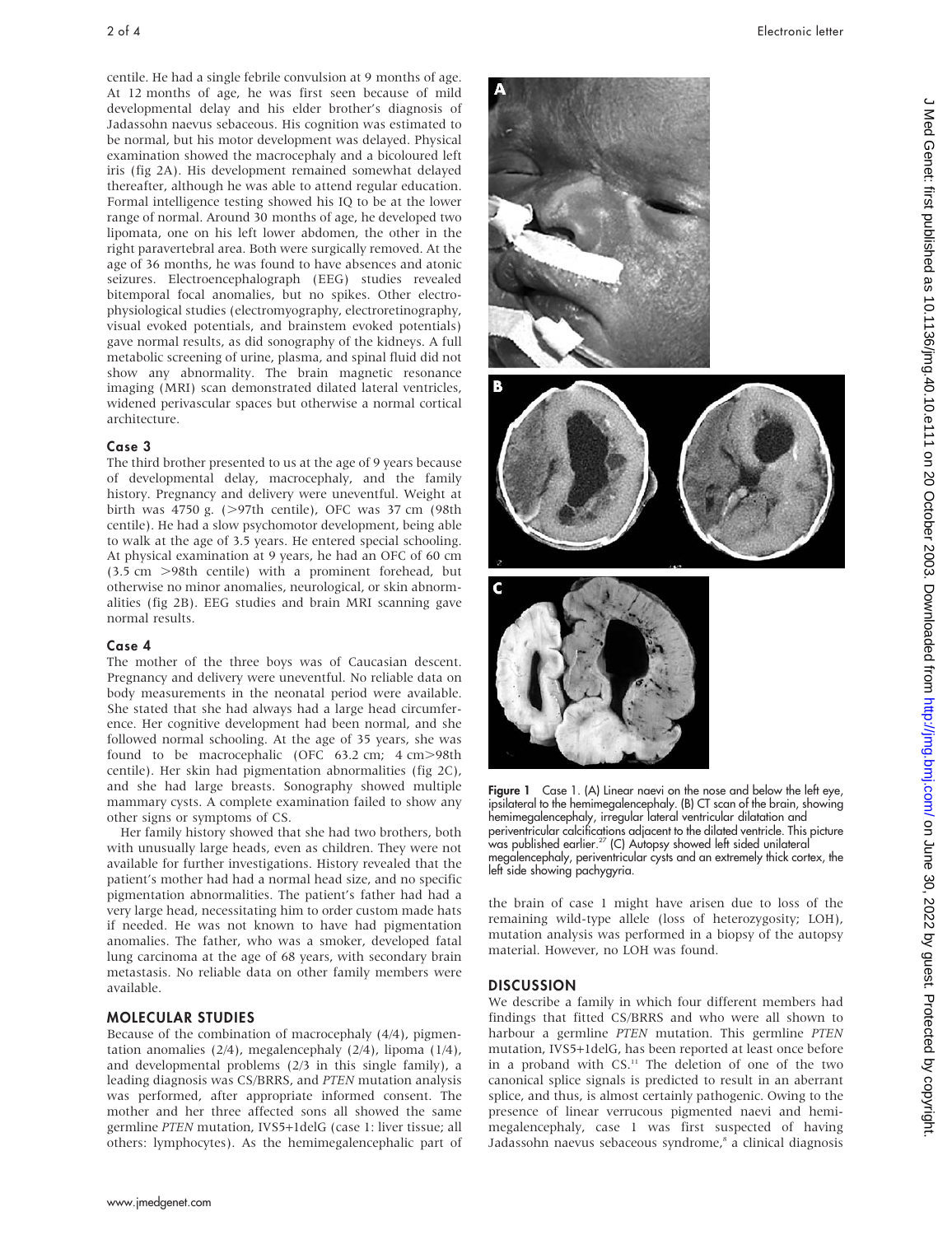centile. He had a single febrile convulsion at 9 months of age. At 12 months of age, he was first seen because of mild developmental delay and his elder brother's diagnosis of Jadassohn naevus sebaceous. His cognition was estimated to be normal, but his motor development was delayed. Physical examination showed the macrocephaly and a bicoloured left iris (fig 2A). His development remained somewhat delayed thereafter, although he was able to attend regular education. Formal intelligence testing showed his IQ to be at the lower range of normal. Around 30 months of age, he developed two lipomata, one on his left lower abdomen, the other in the right paravertebral area. Both were surgically removed. At the age of 36 months, he was found to have absences and atonic seizures. Electroencephalograph (EEG) studies revealed bitemporal focal anomalies, but no spikes. Other electrophysiological studies (electromyography, electroretinography, visual evoked potentials, and brainstem evoked potentials) gave normal results, as did sonography of the kidneys. A full metabolic screening of urine, plasma, and spinal fluid did not show any abnormality. The brain magnetic resonance imaging (MRI) scan demonstrated dilated lateral ventricles, widened perivascular spaces but otherwise a normal cortical architecture.

### Case 3

The third brother presented to us at the age of 9 years because of developmental delay, macrocephaly, and the family history. Pregnancy and delivery were uneventful. Weight at birth was 4750 g. (>97th centile), OFC was 37 cm (98th centile). He had a slow psychomotor development, being able to walk at the age of 3.5 years. He entered special schooling. At physical examination at 9 years, he had an OFC of 60 cm (3.5 cm >98th centile) with a prominent forehead, but otherwise no minor anomalies, neurological, or skin abnormalities (fig 2B). EEG studies and brain MRI scanning gave normal results.

### Case 4

The mother of the three boys was of Caucasian descent. Pregnancy and delivery were uneventful. No reliable data on body measurements in the neonatal period were available. She stated that she had always had a large head circumference. Her cognitive development had been normal, and she followed normal schooling. At the age of 35 years, she was found to be macrocephalic (OFC 63.2 cm; 4 cm>98th centile). Her skin had pigmentation abnormalities (fig 2C), and she had large breasts. Sonography showed multiple mammary cysts. A complete examination failed to show any other signs or symptoms of CS.

Her family history showed that she had two brothers, both with unusually large heads, even as children. They were not available for further investigations. History revealed that the patient's mother had had a normal head size, and no specific pigmentation abnormalities. The patient's father had had a very large head, necessitating him to order custom made hats if needed. He was not known to have had pigmentation anomalies. The father, who was a smoker, developed fatal lung carcinoma at the age of 68 years, with secondary brain metastasis. No reliable data on other family members were available.

## MOLECULAR STUDIES

Because of the combination of macrocephaly (4/4), pigmentation anomalies (2/4), megalencephaly (2/4), lipoma (1/4), and developmental problems (2/3 in this single family), a leading diagnosis was CS/BRRS, and *PTEN* mutation analysis was performed, after appropriate informed consent. The mother and her three affected sons all showed the same germline *PTEN* mutation, IVS5+1delG (case 1: liver tissue; all others: lymphocytes). As the hemimegalencephalic part of the brain of case 1 might have arisen due to loss of the remaining wild-type allele (loss of heterozygosity; LOH), mutation analysis was performed in a biopsy of the autopsy material. However, no LOH was found.

**Figure 1** Case 1. (A) Linear naevi on the nose and below the left eye, ipsilateral to the hemimegalencephaly. (B) CT scan of the brain, showing hemimegalencephaly, irregular lateral ventricular dilatation and periventricular calcifications adjacent to the dilated ventricle. This picture was published earlier.[27] (C) Autopsy showed left sided unilateral megalencephaly, periventricular cysts and an extremely thick cortex, the left side showing pachygyria.

## DISCUSSION

We describe a family in which four different members had findings that fitted CS/BRRS and who were all shown to harbour a germline *PTEN* mutation. This germline *PTEN* mutation, IVS5+1delG, has been reported at least once before in a proband with CS.[11] The deletion of one of the two canonical splice signals is predicted to result in an aberrant splice, and thus, is almost certainly pathogenic. Owing to the presence of linear verrucous pigmented naevi and hemimegalencephaly, case 1 was first suspected of having Jadassohn naevus sebaceous syndrome,[8] a clinical diagnosis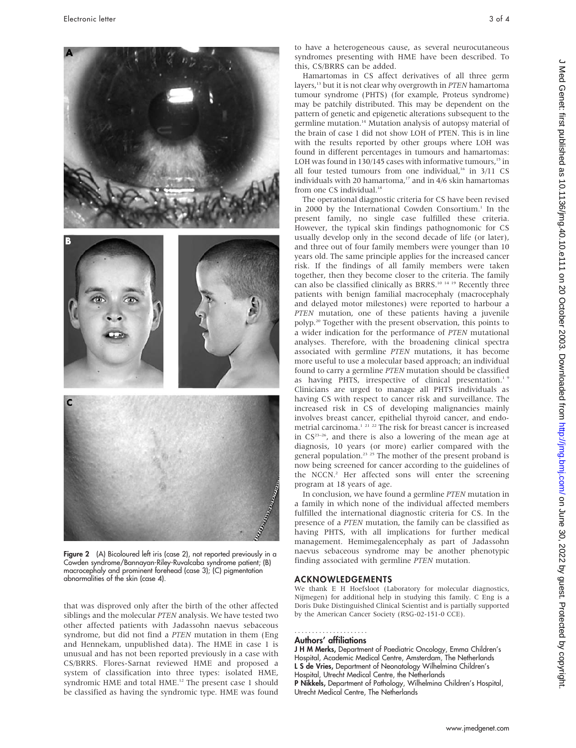Figure 2 (A) Bicoloured left iris (case 2), not reported previously in a Cowden syndrome/Bannayan-Riley-Ruvalcaba syndrome patient; (B) macrocephaly and prominent forehead (case 3); (C) pigmentation abnormalities of the skin (case 4).

that was disproved only after the birth of the other affected siblings and the molecular *PTEN* analysis. We have tested two other affected patients with Jadassohn naevus sebaceous syndrome, but did not find a *PTEN* mutation in them (Eng and Hennekam, unpublished data). The HME in case 1 is unusual and has not been reported previously in a case with CS/BRRS. Flores-Sarnat reviewed HME and proposed a system of classification into three types: isolated HME, syndromic HME and total HME.[12] The present case 1 should be classified as having the syndromic type. HME was found to have a heterogeneous cause, as several neurocutaneous syndromes presenting with HME have been described. To this, CS/BRRS can be added.

Hamartomas in CS affect derivatives of all three germ layers,[13] but it is not clear why overgrowth in *PTEN* hamartoma tumour syndrome (PHTS) (for example, Proteus syndrome) may be patchily distributed. This may be dependent on the pattern of genetic and epigenetic alterations subsequent to the germline mutation.[14] Mutation analysis of autopsy material of the brain of case 1 did not show LOH of PTEN. This is in line with the results reported by other groups where LOH was found in different percentages in tumours and hamartomas: LOH was found in 130/145 cases with informative tumours,[15] in all four tested tumours from one individual,[16] in 3/11 CS individuals with 20 hamartoma,[17] and in 4/6 skin hamartomas from one CS individual.[18]

The operational diagnostic criteria for CS have been revised in 2000 by the International Cowden Consortium.[1] In the present family, no single case fulfilled these criteria. However, the typical skin findings pathognomonic for CS usually develop only in the second decade of life (or later), and three out of four family members were younger than 10 years old. The same principle applies for the increased cancer risk. If the findings of all family members were taken together, then they become closer to the criteria. The family can also be classified clinically as BRRS.[10 14 19] Recently three patients with benign familial macrocephaly (macrocephaly and delayed motor milestones) were reported to harbour a *PTEN* mutation, one of these patients having a juvenile polyp.[20] Together with the present observation, this points to a wider indication for the performance of *PTEN* mutational analyses. Therefore, with the broadening clinical spectra associated with germline *PTEN* mutations, it has become more useful to use a molecular based approach; an individual found to carry a germline *PTEN* mutation should be classified as having PHTS, irrespective of clinical presentation.[1 9] Clinicians are urged to manage all PHTS individuals as having CS with respect to cancer risk and surveillance. The increased risk in CS of developing malignancies mainly involves breast cancer, epithelial thyroid cancer, and endometrial carcinoma.[1 21 22] The risk for breast cancer is increased in CS[23–26], and there is also a lowering of the mean age at diagnosis, 10 years (or more) earlier compared with the general population.[23 25] The mother of the present proband is now being screened for cancer according to the guidelines of the NCCN.[2] Her affected sons will enter the screening program at 18 years of age.

In conclusion, we have found a germline *PTEN* mutation in a family in which none of the individual affected members fulfilled the international diagnostic criteria for CS. In the presence of a *PTEN* mutation, the family can be classified as having PHTS, with all implications for further medical management. Hemimegalencephaly as part of Jadassohn naevus sebaceous syndrome may be another phenotypic finding associated with germline *PTEN* mutation.

## ACKNOWLEDGEMENTS

We thank E H Hoefsloot (Laboratory for molecular diagnostics, Nijmegen) for additional help in studying this family. C Eng is a Doris Duke Distinguished Clinical Scientist and is partially supported by the American Cancer Society (RSG-02-151-0 CCE).

## Authors' affiliations

**J H M Merks,** Department of Paediatric Oncology, Emma Children's Hospital, Academic Medical Centre, Amsterdam, The Netherlands
**L S de Vries,** Department of Neonatology Wilhelmina Children's Hospital, Utrecht Medical Centre, the Netherlands
**P Nikkels,** Department of Pathology, Wilhelmina Children's Hospital, Utrecht Medical Centre, The Netherlands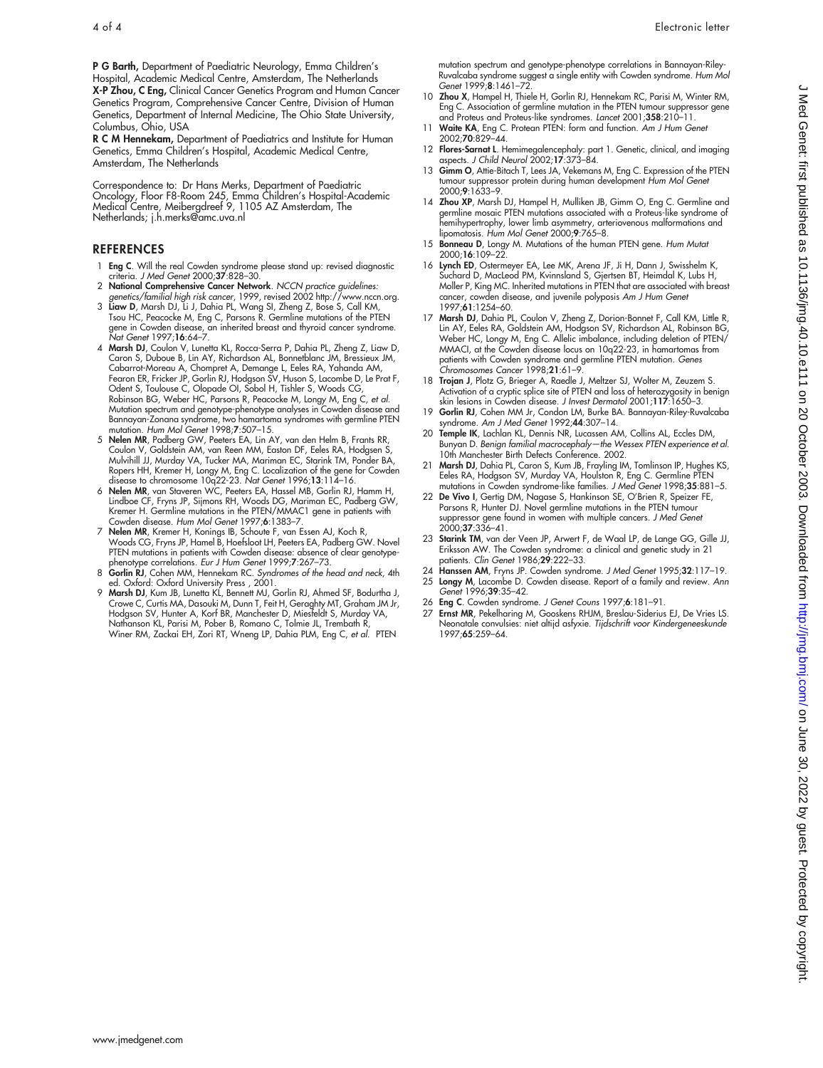**P G Barth,** Department of Paediatric Neurology, Emma Children's Hospital, Academic Medical Centre, Amsterdam, The Netherlands
**X-P Zhou, C Eng,** Clinical Cancer Genetics Program and Human Cancer Genetics Program, Comprehensive Cancer Centre, Division of Human Genetics, Department of Internal Medicine, The Ohio State University, Columbus, Ohio, USA
**R C M Hennekam,** Department of Paediatrics and Institute for Human Genetics, Emma Children's Hospital, Academic Medical Centre, Amsterdam, The Netherlands

Correspondence to: Dr Hans Merks, Department of Paediatric Oncology, Floor F8-Room 245, Emma Children's Hospital-Academic Medical Centre, Meibergdreef 9, 1105 AZ Amsterdam, The Netherlands; j.h.merks@amc.uva.nl

## REFERENCES

1. **Eng C**. Will the real Cowden syndrome please stand up: revised diagnostic criteria. *J Med Genet* 2000;**37**:828–30.
2. **National Comprehensive Cancer Network**. *NCCN practice guidelines: genetics/familial high risk cancer*, 1999, revised 2002 http://www.nccn.org.
3. **Liaw D**, Marsh DJ, Li J, Dahia PL, Wang SI, Zheng Z, Bose S, Call KM, Tsou HC, Peacocke M, Eng C, Parsons R. Germline mutations of the PTEN gene in Cowden disease, an inherited breast and thyroid cancer syndrome. *Nat Genet* 1997;**16**:64–7.
4. **Marsh DJ**, Coulon V, Lunetta KL, Rocca-Serra P, Dahia PL, Zheng Z, Liaw D, Caron S, Duboue B, Lin AY, Richardson AL, Bonnetblanc JM, Bressieux JM, Cabarrot-Moreau A, Chompret A, Demange L, Eeles RA, Yahanda AM, Fearon ER, Fricker JP, Gorlin RJ, Hodgson SV, Huson S, Lacombe D, Le Prat F, Odent S, Toulouse C, Olopade OI, Sobol H, Tishler S, Woods CG, Robinson BG, Weber HC, Parsons R, Peacocke M, Longy M, Eng C, *et al*. Mutation spectrum and genotype-phenotype analyses in Cowden disease and Bannayan-Zonana syndrome, two hamartoma syndromes with germline PTEN mutation. *Hum Mol Genet* 1998;**7**:507–15.
5. **Nelen MR**, Padberg GW, Peeters EA, Lin AY, van den Helm B, Frants RR, Coulon V, Goldstein AM, van Reen MM, Easton DF, Eeles RA, Hodgsen S, Mulvihill JJ, Murday VA, Tucker MA, Mariman EC, Starink TM, Ponder BA, Ropers HH, Kremer H, Longy M, Eng C. Localization of the gene for Cowden disease to chromosome 10q22-23. *Nat Genet* 1996;**13**:114–16.
6. **Nelen MR**, van Staveren WC, Peeters EA, Hassel MB, Gorlin RJ, Hamm H, Lindboe CF, Fryns JP, Sijmons RH, Woods DG, Mariman EC, Padberg GW, Kremer H. Germline mutations in the PTEN/MMAC1 gene in patients with Cowden disease. *Hum Mol Genet* 1997;**6**:1383–7.
7. **Nelen MR**, Kremer H, Konings IB, Schoute F, van Essen AJ, Koch R, Woods CG, Fryns JP, Hamel B, Hoefsloot LH, Peeters EA, Padberg GW. Novel PTEN mutations in patients with Cowden disease: absence of clear genotype-phenotype correlations. *Eur J Hum Genet* 1999;**7**:267–73.
8. **Gorlin RJ**, Cohen MM, Hennekam RC. *Syndromes of the head and neck*, 4th ed. Oxford: Oxford University Press , 2001.
9. **Marsh DJ**, Kum JB, Lunetta KL, Bennett MJ, Gorlin RJ, Ahmed SF, Bodurtha J, Crowe C, Curtis MA, Dasouki M, Dunn T, Feit H, Geraghty MT, Graham JM Jr, Hodgson SV, Hunter A, Korf BR, Manchester D, Miesfeldt S, Murday VA, Nathanson KL, Parisi M, Pober B, Romano C, Tolmie JL, Trembath R, Winer RM, Zackai EH, Zori RT, Wneng LP, Dahia PLM, Eng C, *et al*. PTEN mutation spectrum and genotype-phenotype correlations in Bannayan-Riley-Ruvalcaba syndrome suggest a single entity with Cowden syndrome. *Hum Mol Genet* 1999;**8**:1461–72.
10. **Zhou X**, Hampel H, Thiele H, Gorlin RJ, Hennekam RC, Parisi M, Winter RM, Eng C. Association of germline mutation in the PTEN tumour suppressor gene and Proteus and Proteus-like syndromes. *Lancet* 2001;**358**:210–11.
11. **Waite KA**, Eng C. Protean PTEN: form and function. *Am J Hum Genet* 2002;**70**:829–44.
12. **Flores-Sarnat L**. Hemimegalencephaly: part 1. Genetic, clinical, and imaging aspects. *J Child Neurol* 2002;**17**:373–84.
13. **Gimm O**, Attie-Bitach T, Lees JA, Vekemans M, Eng C. Expression of the PTEN tumour suppressor protein during human development *Hum Mol Genet* 2000;**9**:1633–9.
14. **Zhou XP**, Marsh DJ, Hampel H, Mulliken JB, Gimm O, Eng C. Germline and germline mosaic PTEN mutations associated with a Proteus-like syndrome of hemihypertrophy, lower limb asymmetry, arteriovenous malformations and lipomatosis. *Hum Mol Genet* 2000;**9**:765–8.
15. **Bonneau D**, Longy M. Mutations of the human PTEN gene. *Hum Mutat* 2000;**16**:109–22.
16. **Lynch ED**, Ostermeyer EA, Lee MK, Arena JF, Ji H, Dann J, Swisshelm K, Suchard D, MacLeod PM, Kvinnsland S, Gjertsen BT, Heimdal K, Lubs H, Moller P, King MC. Inherited mutations in PTEN that are associated with breast cancer, cowden disease, and juvenile polyposis *Am J Hum Genet* 1997;**61**:1254–60.
17. **Marsh DJ**, Dahia PL, Coulon V, Zheng Z, Dorion-Bonnet F, Call KM, Little R, Lin AY, Eeles RA, Goldstein AM, Hodgson SV, Richardson AL, Robinson BG, Weber HC, Longy M, Eng C. Allelic imbalance, including deletion of PTEN/MMACI, at the Cowden disease locus on 10q22-23, in hamartomas from patients with Cowden syndrome and germline PTEN mutation. *Genes Chromosomes Cancer* 1998;**21**:61–9.
18. **Trojan J**, Plotz G, Brieger A, Raedle J, Meltzer SJ, Wolter M, Zeuzem S. Activation of a cryptic splice site of PTEN and loss of heterozygosity in benign skin lesions in Cowden disease. *J Invest Dermatol* 2001;**117**:1650–3.
19. **Gorlin RJ**, Cohen MM Jr, Condon LM, Burke BA. Bannayan-Riley-Ruvalcaba syndrome. *Am J Med Genet* 1992;**44**:307–14.
20. **Temple IK**, Lachlan KL, Dennis NR, Lucassen AM, Collins AL, Eccles DM, Bunyan D. *Benign familial macrocephaly—the Wessex PTEN experience et al*. 10th Manchester Birth Defects Conference. 2002.
21. **Marsh DJ**, Dahia PL, Caron S, Kum JB, Frayling IM, Tomlinson IP, Hughes KS, Eeles RA, Hodgson SV, Murday VA, Houlston R, Eng C. Germline PTEN mutations in Cowden syndrome-like families. *J Med Genet* 1998;**35**:881–5.
22. **De Vivo I**, Gertig DM, Nagase S, Hankinson SE, O'Brien R, Speizer FE, Parsons R, Hunter DJ. Novel germline mutations in the PTEN tumour suppressor gene found in women with multiple cancers. *J Med Genet* 2000;**37**:336–41.
23. **Starink TM**, van der Veen JP, Arwert F, de Waal LP, de Lange GG, Gille JJ, Eriksson AW. The Cowden syndrome: a clinical and genetic study in 21 patients. *Clin Genet* 1986;**29**:222–33.
24. **Hanssen AM**, Fryns JP. Cowden syndrome. *J Med Genet* 1995;**32**:117–19.
25. **Longy M**, Lacombe D. Cowden disease. Report of a family and review. *Ann Genet* 1996;**39**:35–42.
26. **Eng C**. Cowden syndrome. *J Genet Couns* 1997;**6**:181–91.
27. **Ernst MR**, Pekelharing M, Gooskens RHJM, Breslau-Siderius EJ, De Vries LS. Neonatale convulsies: niet altijd asfyxie. *Tijdschrift voor Kindergeneeskunde* 1997;**65**:259–64.